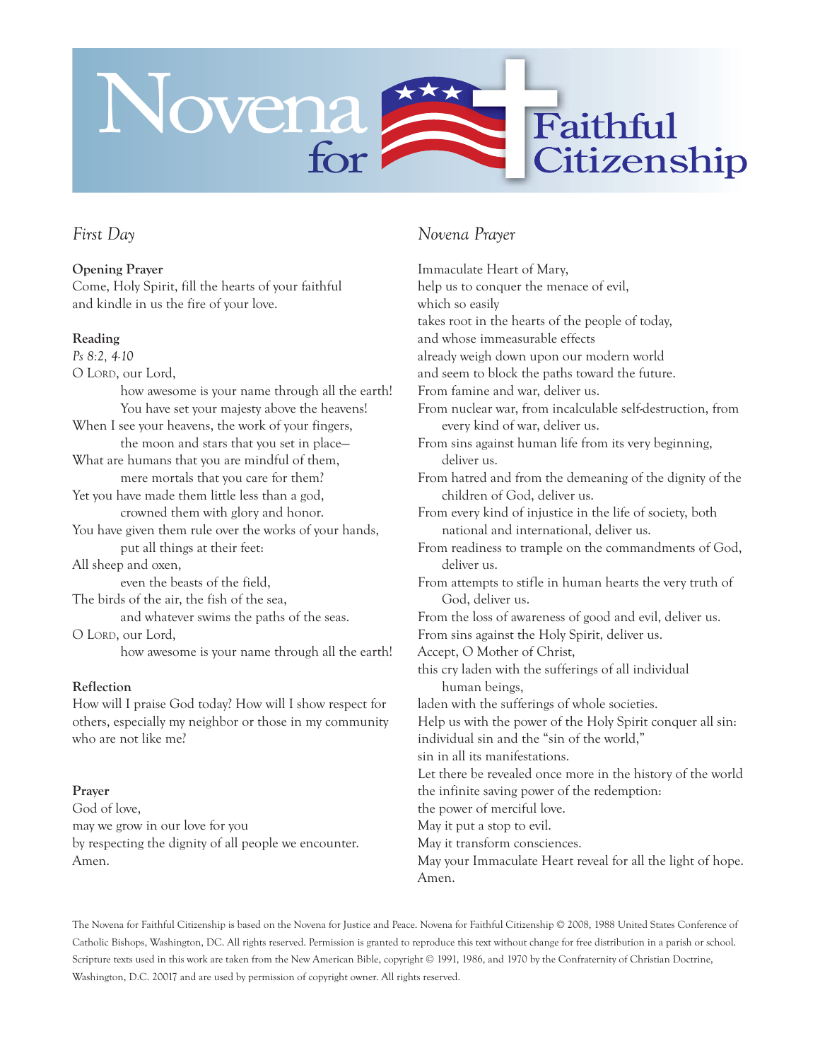# Novena for Faithful Citizenship

## *First Day*

**Opening Prayer**

Come, Holy Spirit, fill the hearts of your faithful
and kindle in us the fire of your love.

**Reading**

*Ps 8:2, 4-10*

O LORD, our Lord,
how awesome is your name through all the earth!
You have set your majesty above the heavens!
When I see your heavens, the work of your fingers,
the moon and stars that you set in place—
What are humans that you are mindful of them,
mere mortals that you care for them?
Yet you have made them little less than a god,
crowned them with glory and honor.
You have given them rule over the works of your hands,
put all things at their feet:
All sheep and oxen,
even the beasts of the field,
The birds of the air, the fish of the sea,
and whatever swims the paths of the seas.
O LORD, our Lord,
how awesome is your name through all the earth!

**Reflection**

How will I praise God today? How will I show respect for others, especially my neighbor or those in my community who are not like me?

**Prayer**

God of love,
may we grow in our love for you
by respecting the dignity of all people we encounter.
Amen.

## *Novena Prayer*

Immaculate Heart of Mary,
help us to conquer the menace of evil,
which so easily
takes root in the hearts of the people of today,
and whose immeasurable effects
already weigh down upon our modern world
and seem to block the paths toward the future.
From famine and war, deliver us.
From nuclear war, from incalculable self-destruction, from every kind of war, deliver us.
From sins against human life from its very beginning, deliver us.
From hatred and from the demeaning of the dignity of the children of God, deliver us.
From every kind of injustice in the life of society, both national and international, deliver us.
From readiness to trample on the commandments of God, deliver us.
From attempts to stifle in human hearts the very truth of God, deliver us.
From the loss of awareness of good and evil, deliver us.
From sins against the Holy Spirit, deliver us.
Accept, O Mother of Christ,
this cry laden with the sufferings of all individual human beings,
laden with the sufferings of whole societies.
Help us with the power of the Holy Spirit conquer all sin:
individual sin and the "sin of the world,"
sin in all its manifestations.
Let there be revealed once more in the history of the world
the infinite saving power of the redemption:
the power of merciful love.
May it put a stop to evil.
May it transform consciences.
May your Immaculate Heart reveal for all the light of hope.
Amen.

The Novena for Faithful Citizenship is based on the Novena for Justice and Peace. Novena for Faithful Citizenship © 2008, 1988 United States Conference of Catholic Bishops, Washington, DC. All rights reserved. Permission is granted to reproduce this text without change for free distribution in a parish or school. Scripture texts used in this work are taken from the New American Bible, copyright © 1991, 1986, and 1970 by the Confraternity of Christian Doctrine, Washington, D.C. 20017 and are used by permission of copyright owner. All rights reserved.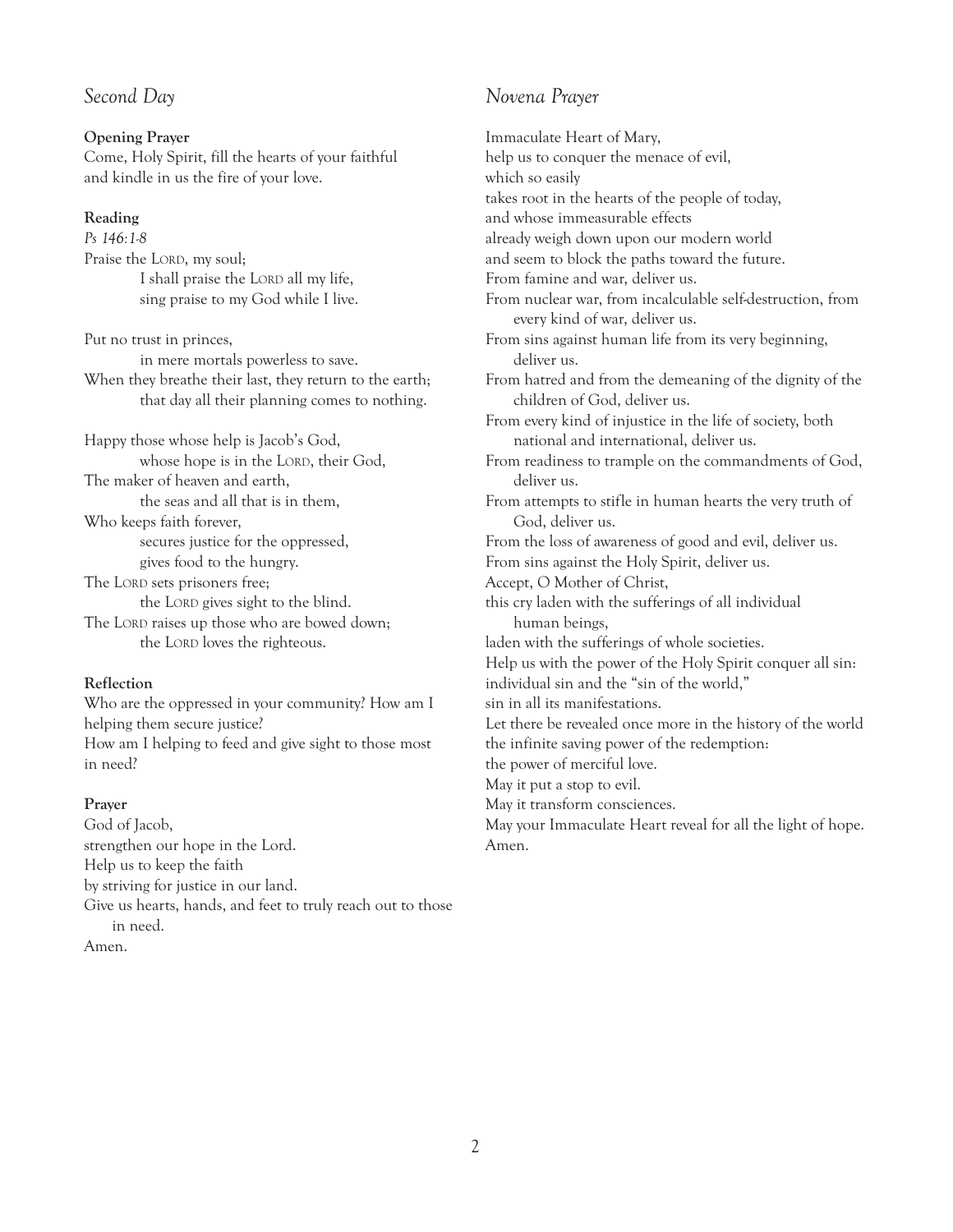## *Second Day*

**Opening Prayer**

Come, Holy Spirit, fill the hearts of your faithful
and kindle in us the fire of your love.

**Reading**

*Ps 146:1-8*

Praise the LORD, my soul;
  I shall praise the LORD all my life,
  sing praise to my God while I live.

Put no trust in princes,
  in mere mortals powerless to save.
When they breathe their last, they return to the earth;
  that day all their planning comes to nothing.

Happy those whose help is Jacob's God,
  whose hope is in the LORD, their God,
The maker of heaven and earth,
  the seas and all that is in them,
Who keeps faith forever,
  secures justice for the oppressed,
  gives food to the hungry.
The LORD sets prisoners free;
  the LORD gives sight to the blind.
The LORD raises up those who are bowed down;
  the LORD loves the righteous.

**Reflection**

Who are the oppressed in your community? How am I helping them secure justice?
How am I helping to feed and give sight to those most in need?

**Prayer**

God of Jacob,
strengthen our hope in the Lord.
Help us to keep the faith
by striving for justice in our land.
Give us hearts, hands, and feet to truly reach out to those in need.
Amen.

## *Novena Prayer*

Immaculate Heart of Mary,
help us to conquer the menace of evil,
which so easily
takes root in the hearts of the people of today,
and whose immeasurable effects
already weigh down upon our modern world
and seem to block the paths toward the future.
From famine and war, deliver us.
From nuclear war, from incalculable self-destruction, from every kind of war, deliver us.
From sins against human life from its very beginning, deliver us.
From hatred and from the demeaning of the dignity of the children of God, deliver us.
From every kind of injustice in the life of society, both national and international, deliver us.
From readiness to trample on the commandments of God, deliver us.
From attempts to stifle in human hearts the very truth of God, deliver us.
From the loss of awareness of good and evil, deliver us.
From sins against the Holy Spirit, deliver us.
Accept, O Mother of Christ,
this cry laden with the sufferings of all individual human beings,
laden with the sufferings of whole societies.
Help us with the power of the Holy Spirit conquer all sin:
individual sin and the "sin of the world,"
sin in all its manifestations.
Let there be revealed once more in the history of the world
the infinite saving power of the redemption:
the power of merciful love.
May it put a stop to evil.
May it transform consciences.
May your Immaculate Heart reveal for all the light of hope.
Amen.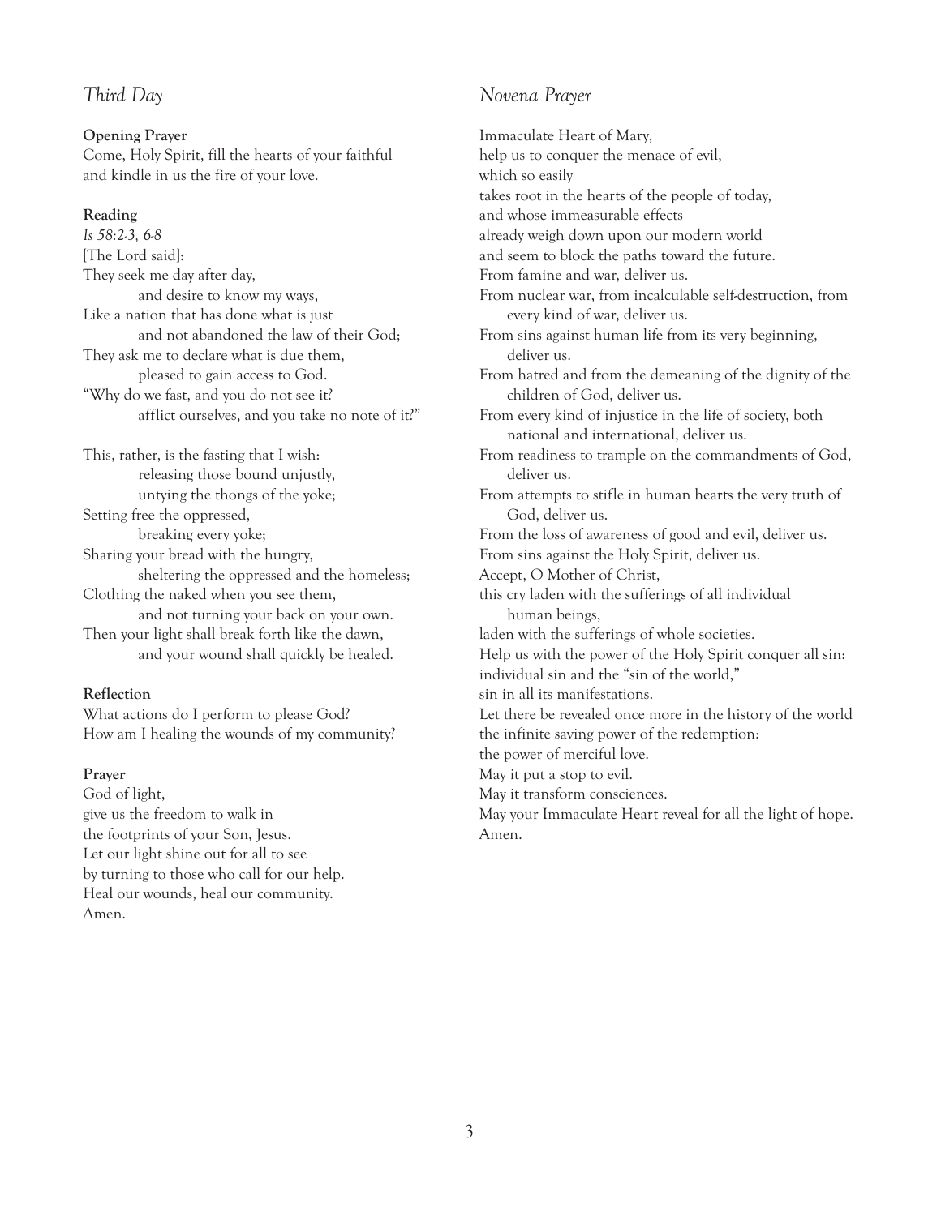## *Third Day*

**Opening Prayer**
Come, Holy Spirit, fill the hearts of your faithful
and kindle in us the fire of your love.

**Reading**
*Is 58:2-3, 6-8*
[The Lord said]:
They seek me day after day,
and desire to know my ways,
Like a nation that has done what is just
and not abandoned the law of their God;
They ask me to declare what is due them,
pleased to gain access to God.
"Why do we fast, and you do not see it?
afflict ourselves, and you take no note of it?"

This, rather, is the fasting that I wish:
releasing those bound unjustly,
untying the thongs of the yoke;
Setting free the oppressed,
breaking every yoke;
Sharing your bread with the hungry,
sheltering the oppressed and the homeless;
Clothing the naked when you see them,
and not turning your back on your own.
Then your light shall break forth like the dawn,
and your wound shall quickly be healed.

**Reflection**
What actions do I perform to please God?
How am I healing the wounds of my community?

**Prayer**
God of light,
give us the freedom to walk in
the footprints of your Son, Jesus.
Let our light shine out for all to see
by turning to those who call for our help.
Heal our wounds, heal our community.
Amen.

## *Novena Prayer*

Immaculate Heart of Mary,
help us to conquer the menace of evil,
which so easily
takes root in the hearts of the people of today,
and whose immeasurable effects
already weigh down upon our modern world
and seem to block the paths toward the future.
From famine and war, deliver us.
From nuclear war, from incalculable self-destruction, from every kind of war, deliver us.
From sins against human life from its very beginning, deliver us.
From hatred and from the demeaning of the dignity of the children of God, deliver us.
From every kind of injustice in the life of society, both national and international, deliver us.
From readiness to trample on the commandments of God, deliver us.
From attempts to stifle in human hearts the very truth of God, deliver us.
From the loss of awareness of good and evil, deliver us.
From sins against the Holy Spirit, deliver us.
Accept, O Mother of Christ,
this cry laden with the sufferings of all individual human beings,
laden with the sufferings of whole societies.
Help us with the power of the Holy Spirit conquer all sin:
individual sin and the "sin of the world,"
sin in all its manifestations.
Let there be revealed once more in the history of the world
the infinite saving power of the redemption:
the power of merciful love.
May it put a stop to evil.
May it transform consciences.
May your Immaculate Heart reveal for all the light of hope.
Amen.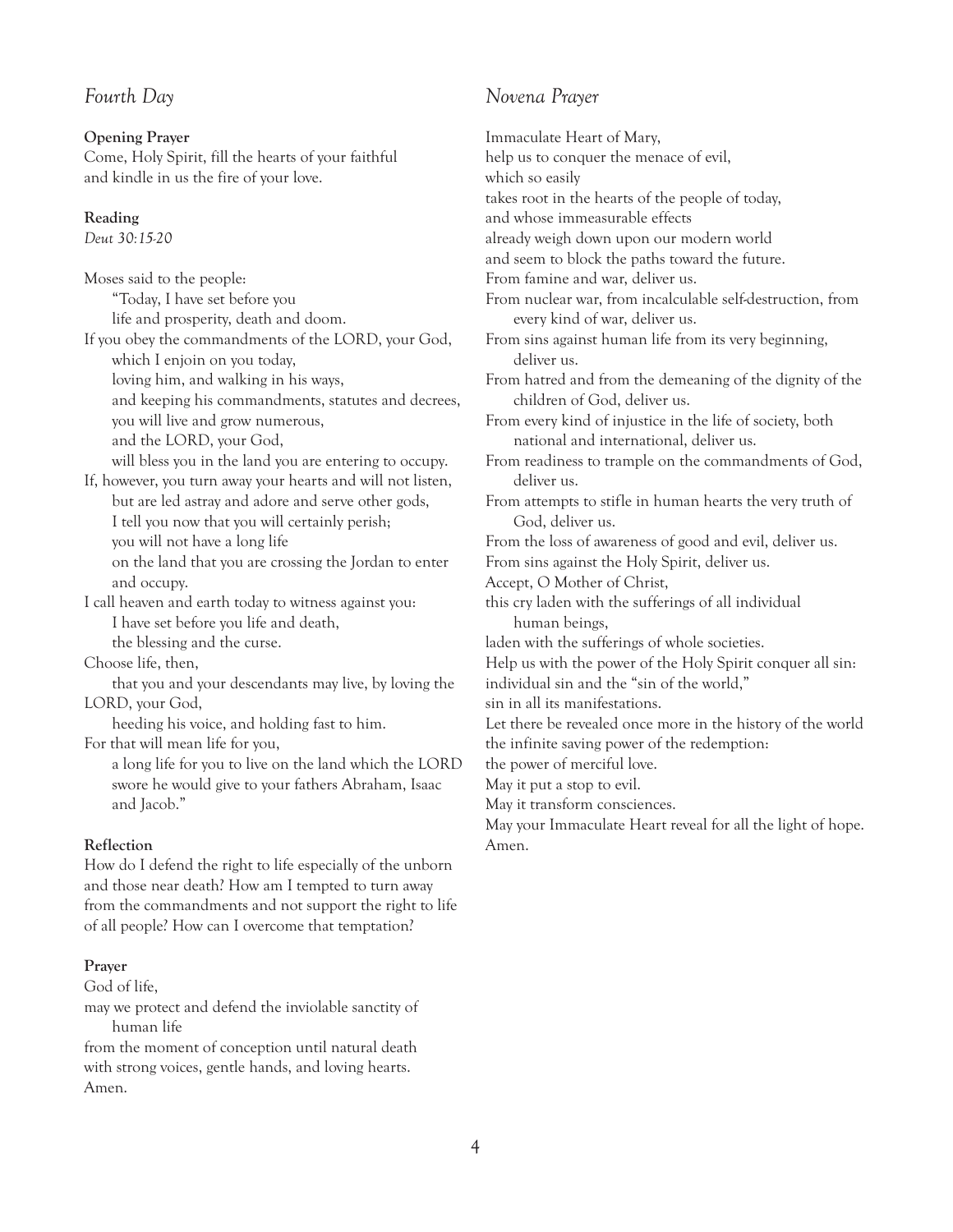## *Fourth Day*

**Opening Prayer**
Come, Holy Spirit, fill the hearts of your faithful
and kindle in us the fire of your love.

**Reading**
*Deut 30:15-20*

Moses said to the people:
"Today, I have set before you
life and prosperity, death and doom.
If you obey the commandments of the LORD, your God,
which I enjoin on you today,
loving him, and walking in his ways,
and keeping his commandments, statutes and decrees,
you will live and grow numerous,
and the LORD, your God,
will bless you in the land you are entering to occupy.
If, however, you turn away your hearts and will not listen,
but are led astray and adore and serve other gods,
I tell you now that you will certainly perish;
you will not have a long life
on the land that you are crossing the Jordan to enter and occupy.
I call heaven and earth today to witness against you:
I have set before you life and death,
the blessing and the curse.
Choose life, then,
that you and your descendants may live, by loving the LORD, your God,
heeding his voice, and holding fast to him.
For that will mean life for you,
a long life for you to live on the land which the LORD swore he would give to your fathers Abraham, Isaac and Jacob."

**Reflection**
How do I defend the right to life especially of the unborn and those near death? How am I tempted to turn away from the commandments and not support the right to life of all people? How can I overcome that temptation?

**Prayer**
God of life,
may we protect and defend the inviolable sanctity of human life
from the moment of conception until natural death
with strong voices, gentle hands, and loving hearts.
Amen.

## *Novena Prayer*

Immaculate Heart of Mary,
help us to conquer the menace of evil,
which so easily
takes root in the hearts of the people of today,
and whose immeasurable effects
already weigh down upon our modern world
and seem to block the paths toward the future.
From famine and war, deliver us.
From nuclear war, from incalculable self-destruction, from every kind of war, deliver us.
From sins against human life from its very beginning, deliver us.
From hatred and from the demeaning of the dignity of the children of God, deliver us.
From every kind of injustice in the life of society, both national and international, deliver us.
From readiness to trample on the commandments of God, deliver us.
From attempts to stifle in human hearts the very truth of God, deliver us.
From the loss of awareness of good and evil, deliver us.
From sins against the Holy Spirit, deliver us.
Accept, O Mother of Christ,
this cry laden with the sufferings of all individual human beings,
laden with the sufferings of whole societies.
Help us with the power of the Holy Spirit conquer all sin:
individual sin and the "sin of the world,"
sin in all its manifestations.
Let there be revealed once more in the history of the world
the infinite saving power of the redemption:
the power of merciful love.
May it put a stop to evil.
May it transform consciences.
May your Immaculate Heart reveal for all the light of hope.
Amen.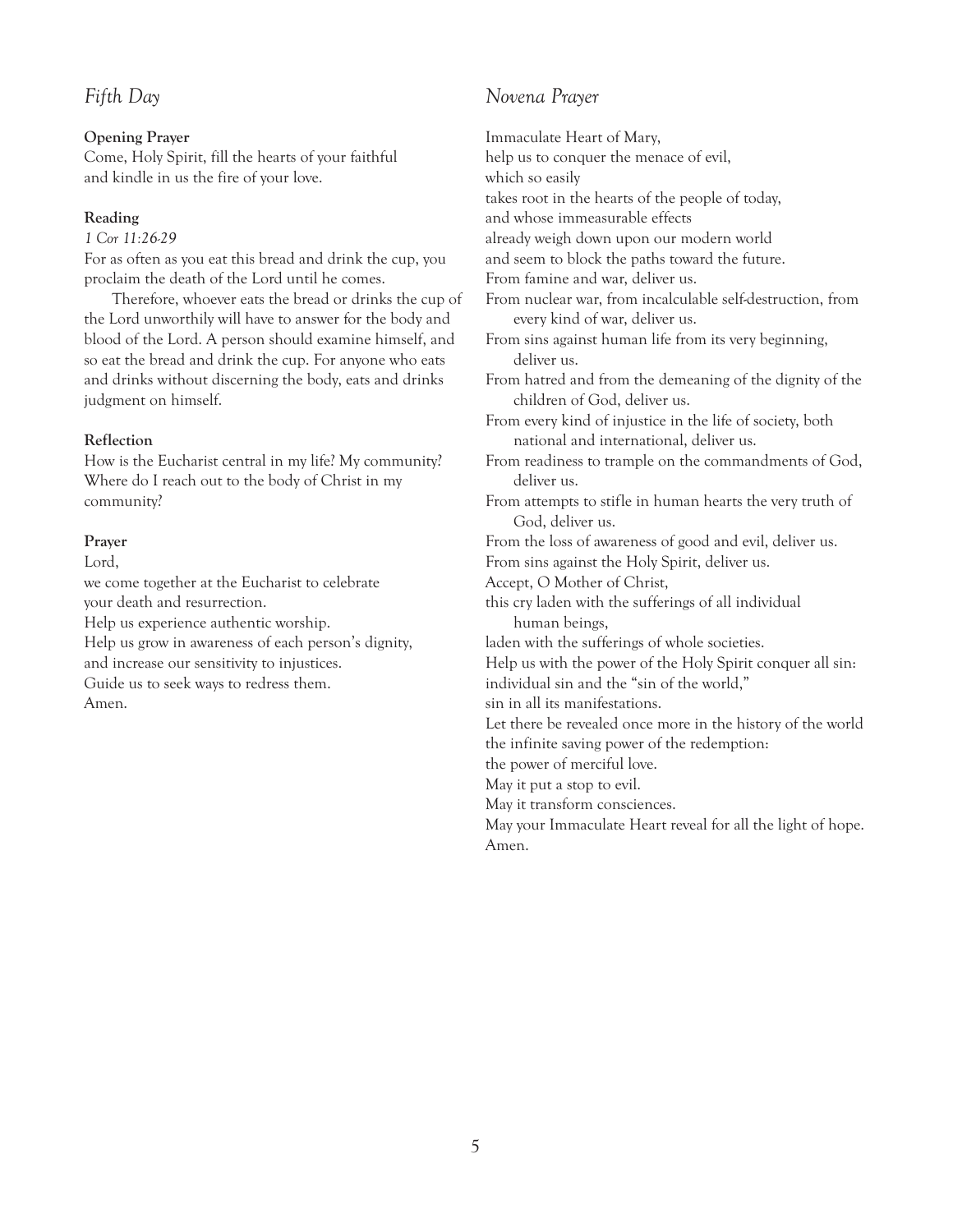## *Fifth Day*

**Opening Prayer**

Come, Holy Spirit, fill the hearts of your faithful
and kindle in us the fire of your love.

**Reading**

*1 Cor 11:26-29*

For as often as you eat this bread and drink the cup, you proclaim the death of the Lord until he comes.

Therefore, whoever eats the bread or drinks the cup of the Lord unworthily will have to answer for the body and blood of the Lord. A person should examine himself, and so eat the bread and drink the cup. For anyone who eats and drinks without discerning the body, eats and drinks judgment on himself.

**Reflection**

How is the Eucharist central in my life? My community? Where do I reach out to the body of Christ in my community?

**Prayer**

Lord,
we come together at the Eucharist to celebrate
your death and resurrection.
Help us experience authentic worship.
Help us grow in awareness of each person's dignity,
and increase our sensitivity to injustices.
Guide us to seek ways to redress them.
Amen.

## *Novena Prayer*

Immaculate Heart of Mary,
help us to conquer the menace of evil,
which so easily
takes root in the hearts of the people of today,
and whose immeasurable effects
already weigh down upon our modern world
and seem to block the paths toward the future.
From famine and war, deliver us.
From nuclear war, from incalculable self-destruction, from every kind of war, deliver us.
From sins against human life from its very beginning, deliver us.
From hatred and from the demeaning of the dignity of the children of God, deliver us.
From every kind of injustice in the life of society, both national and international, deliver us.
From readiness to trample on the commandments of God, deliver us.
From attempts to stifle in human hearts the very truth of God, deliver us.
From the loss of awareness of good and evil, deliver us.
From sins against the Holy Spirit, deliver us.
Accept, O Mother of Christ,
this cry laden with the sufferings of all individual human beings,
laden with the sufferings of whole societies.
Help us with the power of the Holy Spirit conquer all sin:
individual sin and the "sin of the world,"
sin in all its manifestations.
Let there be revealed once more in the history of the world
the infinite saving power of the redemption:
the power of merciful love.
May it put a stop to evil.
May it transform consciences.
May your Immaculate Heart reveal for all the light of hope.
Amen.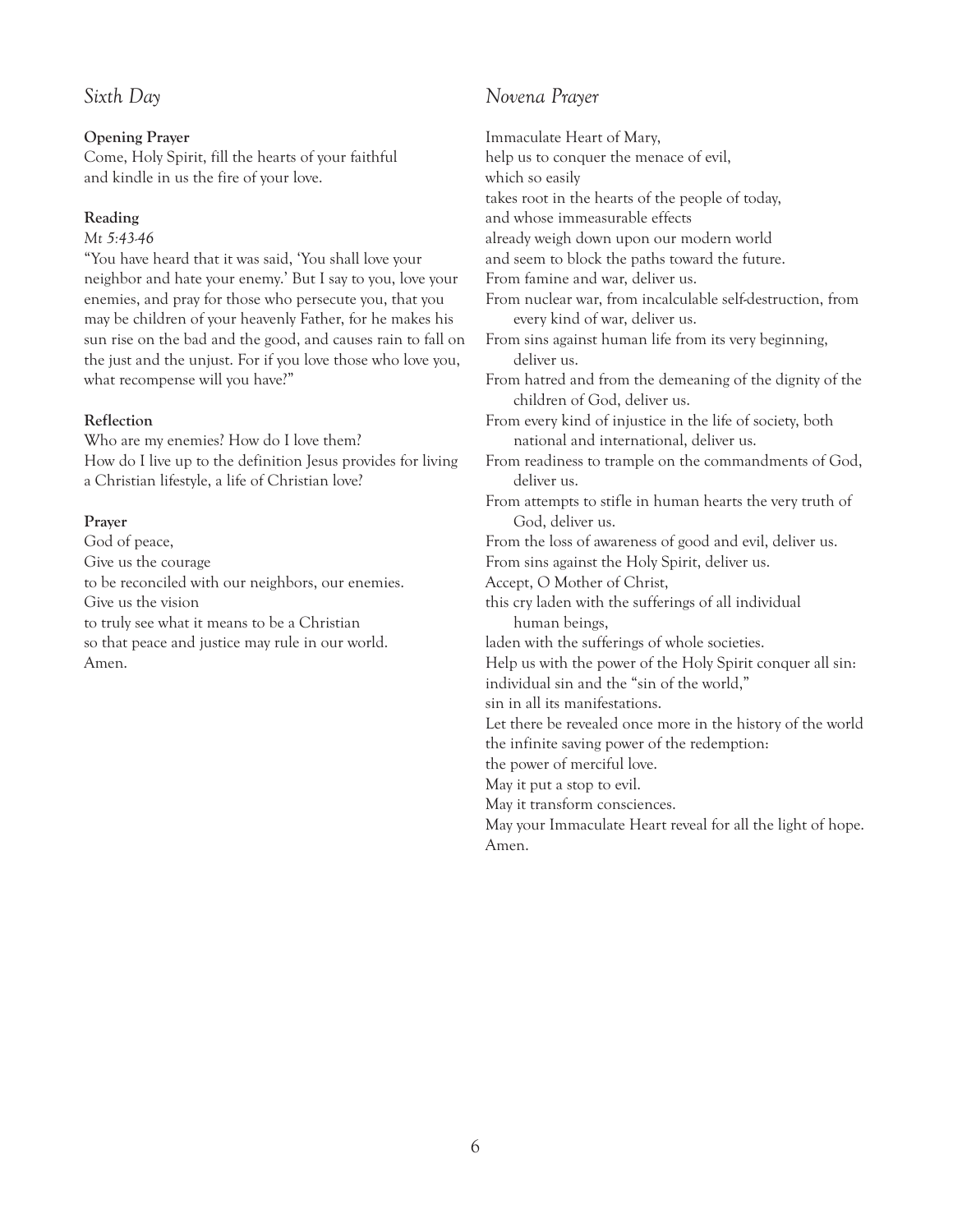## *Sixth Day*

**Opening Prayer**

Come, Holy Spirit, fill the hearts of your faithful
and kindle in us the fire of your love.

**Reading**

*Mt 5:43-46*

"You have heard that it was said, 'You shall love your neighbor and hate your enemy.' But I say to you, love your enemies, and pray for those who persecute you, that you may be children of your heavenly Father, for he makes his sun rise on the bad and the good, and causes rain to fall on the just and the unjust. For if you love those who love you, what recompense will you have?"

**Reflection**

Who are my enemies? How do I love them?
How do I live up to the definition Jesus provides for living a Christian lifestyle, a life of Christian love?

**Prayer**

God of peace,
Give us the courage
to be reconciled with our neighbors, our enemies.
Give us the vision
to truly see what it means to be a Christian
so that peace and justice may rule in our world.
Amen.

## *Novena Prayer*

Immaculate Heart of Mary,
help us to conquer the menace of evil,
which so easily
takes root in the hearts of the people of today,
and whose immeasurable effects
already weigh down upon our modern world
and seem to block the paths toward the future.
From famine and war, deliver us.
From nuclear war, from incalculable self-destruction, from every kind of war, deliver us.
From sins against human life from its very beginning, deliver us.
From hatred and from the demeaning of the dignity of the children of God, deliver us.
From every kind of injustice in the life of society, both national and international, deliver us.
From readiness to trample on the commandments of God, deliver us.
From attempts to stifle in human hearts the very truth of God, deliver us.
From the loss of awareness of good and evil, deliver us.
From sins against the Holy Spirit, deliver us.
Accept, O Mother of Christ,
this cry laden with the sufferings of all individual human beings,
laden with the sufferings of whole societies.
Help us with the power of the Holy Spirit conquer all sin:
individual sin and the "sin of the world,"
sin in all its manifestations.
Let there be revealed once more in the history of the world
the infinite saving power of the redemption:
the power of merciful love.
May it put a stop to evil.
May it transform consciences.
May your Immaculate Heart reveal for all the light of hope.
Amen.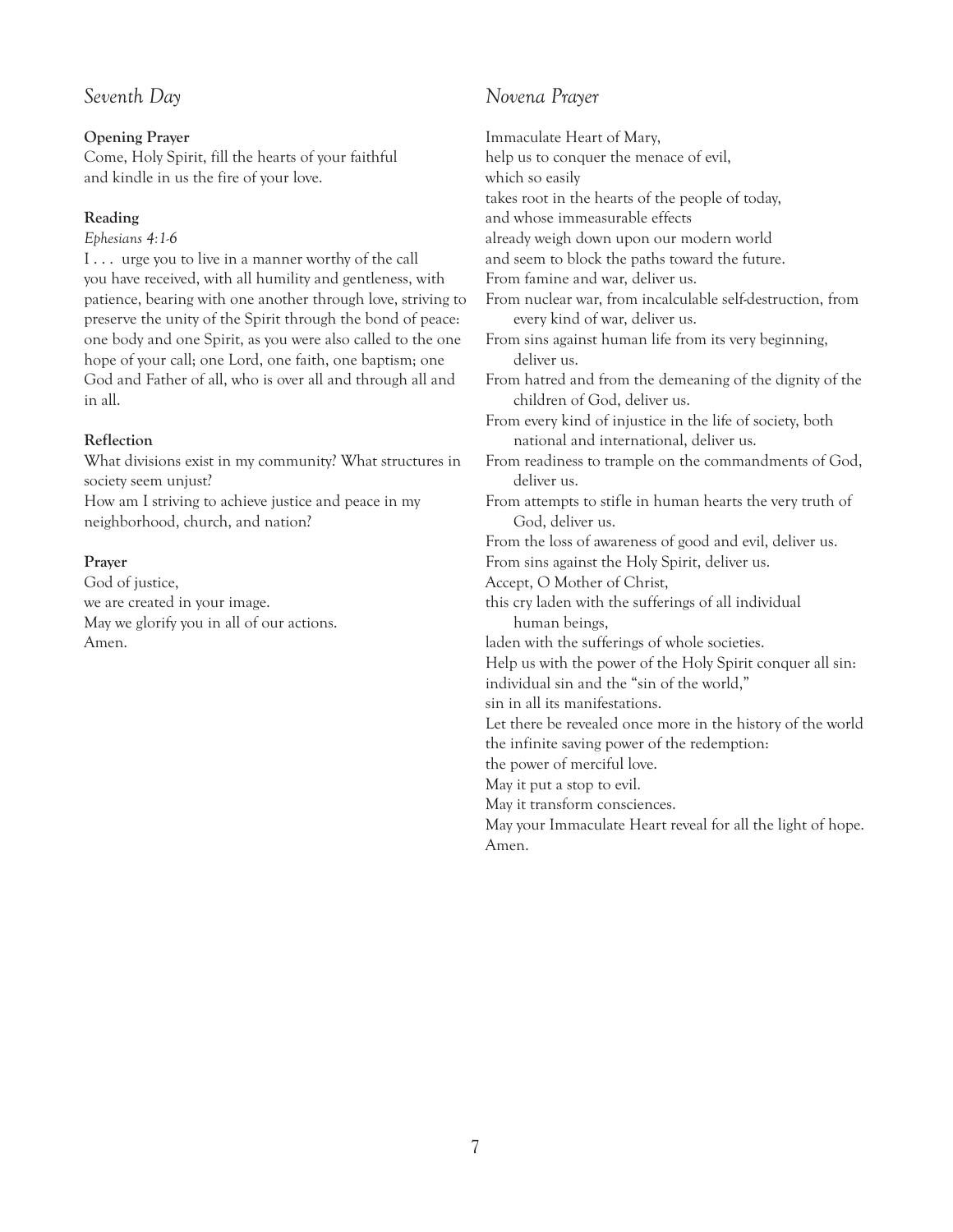## *Seventh Day*

**Opening Prayer**

Come, Holy Spirit, fill the hearts of your faithful
and kindle in us the fire of your love.

**Reading**

*Ephesians 4:1-6*

I . . . urge you to live in a manner worthy of the call you have received, with all humility and gentleness, with patience, bearing with one another through love, striving to preserve the unity of the Spirit through the bond of peace: one body and one Spirit, as you were also called to the one hope of your call; one Lord, one faith, one baptism; one God and Father of all, who is over all and through all and in all.

**Reflection**

What divisions exist in my community? What structures in society seem unjust?
How am I striving to achieve justice and peace in my neighborhood, church, and nation?

**Prayer**

God of justice,
we are created in your image.
May we glorify you in all of our actions.
Amen.

## *Novena Prayer*

Immaculate Heart of Mary,
help us to conquer the menace of evil,
which so easily
takes root in the hearts of the people of today,
and whose immeasurable effects
already weigh down upon our modern world
and seem to block the paths toward the future.
From famine and war, deliver us.
From nuclear war, from incalculable self-destruction, from every kind of war, deliver us.
From sins against human life from its very beginning, deliver us.
From hatred and from the demeaning of the dignity of the children of God, deliver us.
From every kind of injustice in the life of society, both national and international, deliver us.
From readiness to trample on the commandments of God, deliver us.
From attempts to stifle in human hearts the very truth of God, deliver us.
From the loss of awareness of good and evil, deliver us.
From sins against the Holy Spirit, deliver us.
Accept, O Mother of Christ,
this cry laden with the sufferings of all individual human beings,
laden with the sufferings of whole societies.
Help us with the power of the Holy Spirit conquer all sin:
individual sin and the "sin of the world,"
sin in all its manifestations.
Let there be revealed once more in the history of the world
the infinite saving power of the redemption:
the power of merciful love.
May it put a stop to evil.
May it transform consciences.
May your Immaculate Heart reveal for all the light of hope.
Amen.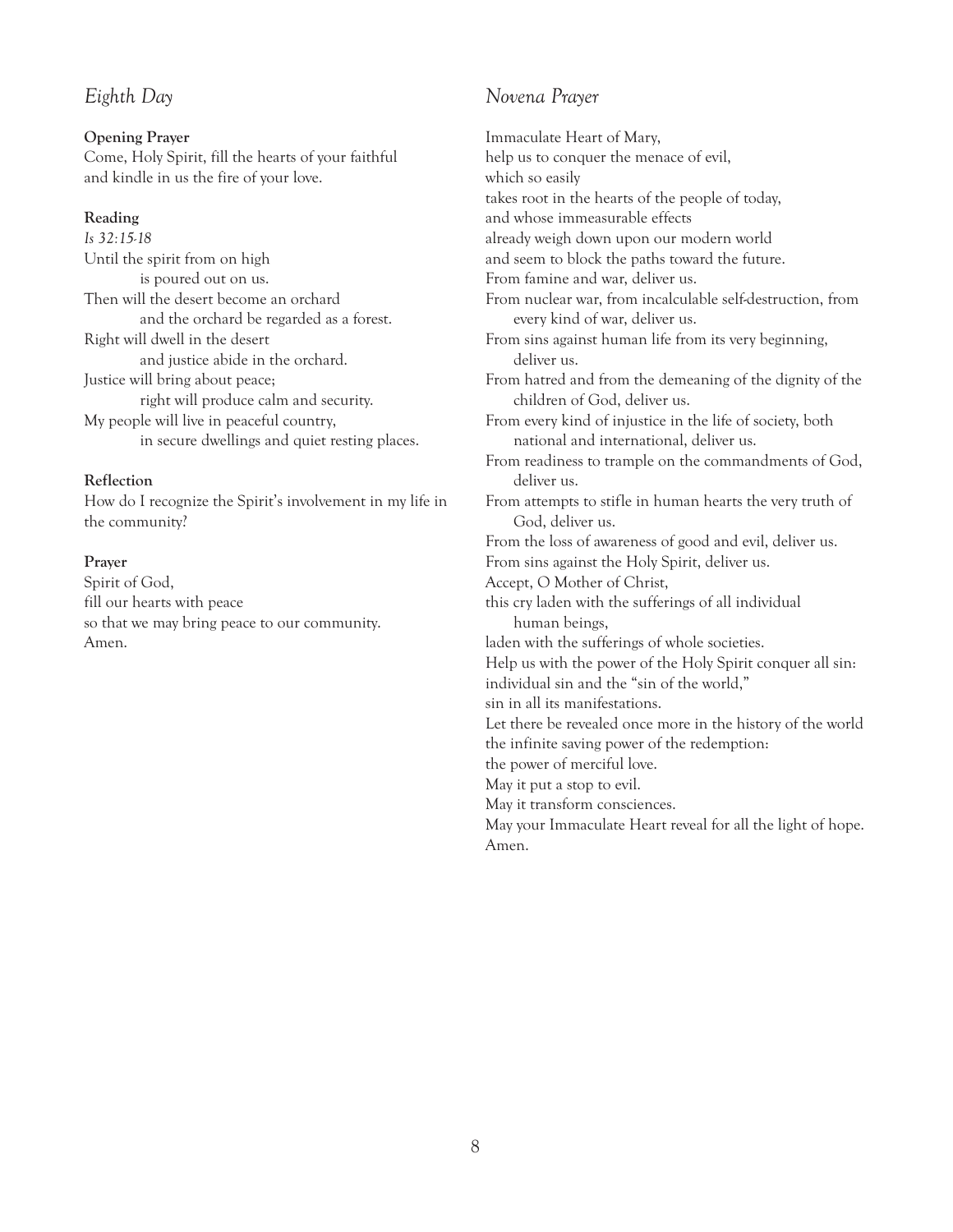## *Eighth Day*

**Opening Prayer**

Come, Holy Spirit, fill the hearts of your faithful
and kindle in us the fire of your love.

**Reading**

*Is 32:15-18*

Until the spirit from on high
　　is poured out on us.
Then will the desert become an orchard
　　and the orchard be regarded as a forest.
Right will dwell in the desert
　　and justice abide in the orchard.
Justice will bring about peace;
　　right will produce calm and security.
My people will live in peaceful country,
　　in secure dwellings and quiet resting places.

**Reflection**

How do I recognize the Spirit's involvement in my life in the community?

**Prayer**

Spirit of God,
fill our hearts with peace
so that we may bring peace to our community.
Amen.

## *Novena Prayer*

Immaculate Heart of Mary,
help us to conquer the menace of evil,
which so easily
takes root in the hearts of the people of today,
and whose immeasurable effects
already weigh down upon our modern world
and seem to block the paths toward the future.
From famine and war, deliver us.
From nuclear war, from incalculable self-destruction, from every kind of war, deliver us.
From sins against human life from its very beginning, deliver us.
From hatred and from the demeaning of the dignity of the children of God, deliver us.
From every kind of injustice in the life of society, both national and international, deliver us.
From readiness to trample on the commandments of God, deliver us.
From attempts to stifle in human hearts the very truth of God, deliver us.
From the loss of awareness of good and evil, deliver us.
From sins against the Holy Spirit, deliver us.
Accept, O Mother of Christ,
this cry laden with the sufferings of all individual human beings,
laden with the sufferings of whole societies.
Help us with the power of the Holy Spirit conquer all sin:
individual sin and the "sin of the world,"
sin in all its manifestations.
Let there be revealed once more in the history of the world
the infinite saving power of the redemption:
the power of merciful love.
May it put a stop to evil.
May it transform consciences.
May your Immaculate Heart reveal for all the light of hope.
Amen.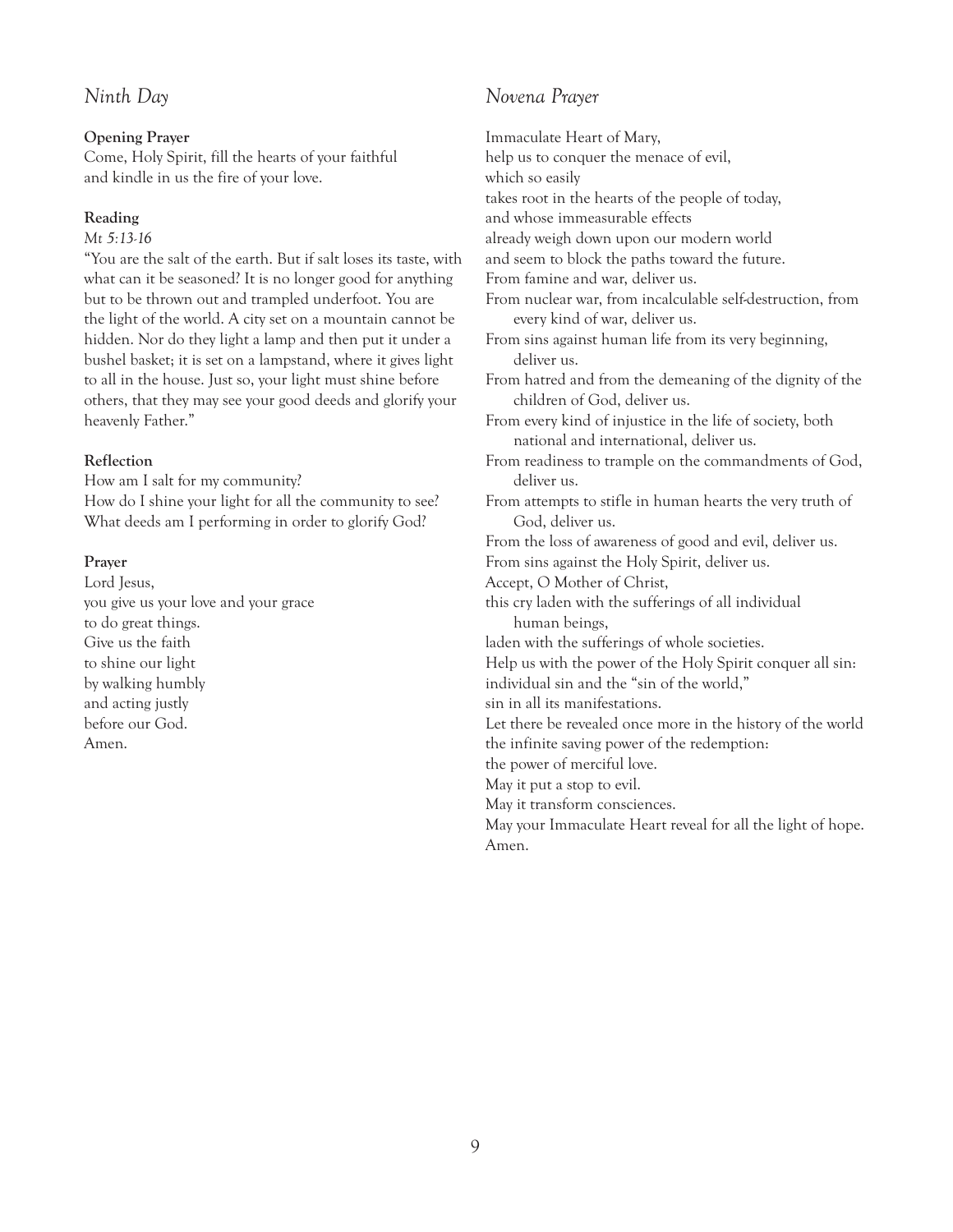## *Ninth Day*

**Opening Prayer**

Come, Holy Spirit, fill the hearts of your faithful
and kindle in us the fire of your love.

**Reading**

*Mt 5:13-16*

"You are the salt of the earth. But if salt loses its taste, with what can it be seasoned? It is no longer good for anything but to be thrown out and trampled underfoot. You are the light of the world. A city set on a mountain cannot be hidden. Nor do they light a lamp and then put it under a bushel basket; it is set on a lampstand, where it gives light to all in the house. Just so, your light must shine before others, that they may see your good deeds and glorify your heavenly Father."

**Reflection**

How am I salt for my community?
How do I shine your light for all the community to see?
What deeds am I performing in order to glorify God?

**Prayer**

Lord Jesus,
you give us your love and your grace
to do great things.
Give us the faith
to shine our light
by walking humbly
and acting justly
before our God.
Amen.

## *Novena Prayer*

Immaculate Heart of Mary,
help us to conquer the menace of evil,
which so easily
takes root in the hearts of the people of today,
and whose immeasurable effects
already weigh down upon our modern world
and seem to block the paths toward the future.
From famine and war, deliver us.
From nuclear war, from incalculable self-destruction, from every kind of war, deliver us.
From sins against human life from its very beginning, deliver us.
From hatred and from the demeaning of the dignity of the children of God, deliver us.
From every kind of injustice in the life of society, both national and international, deliver us.
From readiness to trample on the commandments of God, deliver us.
From attempts to stifle in human hearts the very truth of God, deliver us.
From the loss of awareness of good and evil, deliver us.
From sins against the Holy Spirit, deliver us.
Accept, O Mother of Christ,
this cry laden with the sufferings of all individual human beings,
laden with the sufferings of whole societies.
Help us with the power of the Holy Spirit conquer all sin:
individual sin and the "sin of the world,"
sin in all its manifestations.
Let there be revealed once more in the history of the world
the infinite saving power of the redemption:
the power of merciful love.
May it put a stop to evil.
May it transform consciences.
May your Immaculate Heart reveal for all the light of hope.
Amen.